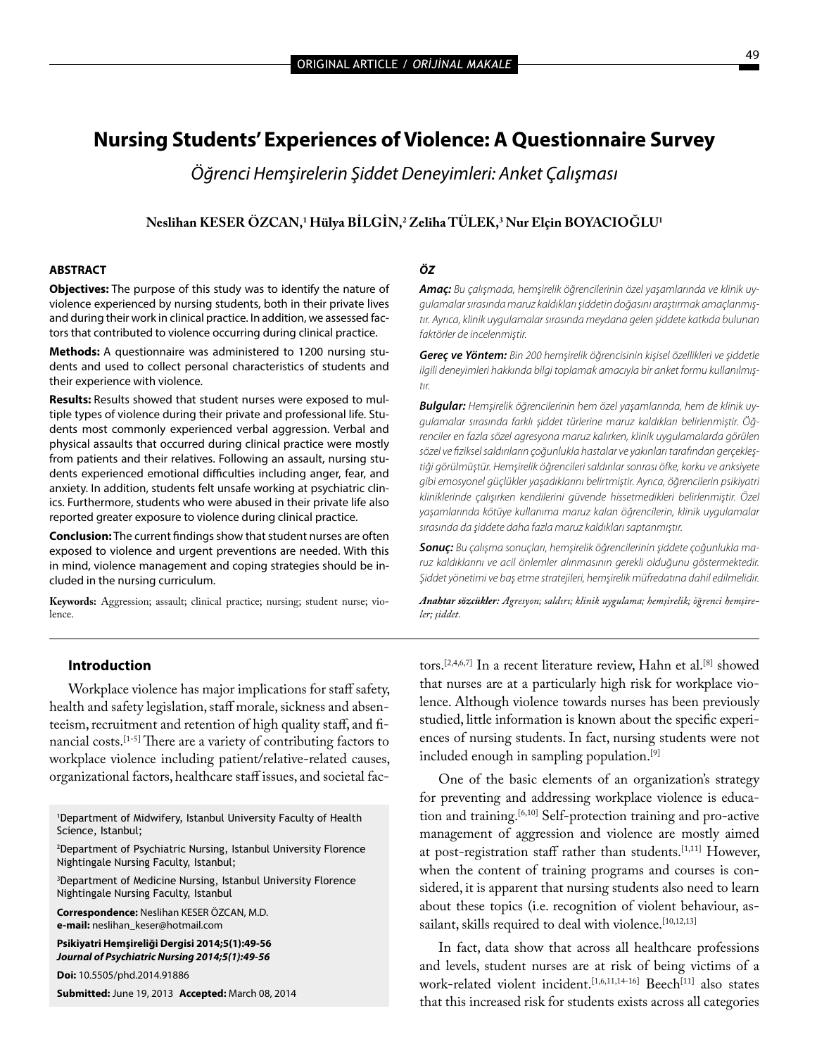# Nursing Students' Experiences of Violence: A Questionnaire Survey

*Öğrenci Hemşirelerin Şiddet Deneyimleri: Anket Çalışması*

**Neslihan KESER ÖZCAN,[1] Hülya BİLGİN,[2] Zeliha TÜLEK,[3] Nur Elçin BOYACIOĞLU[1]**

## ABSTRACT

**Objectives:** The purpose of this study was to identify the nature of violence experienced by nursing students, both in their private lives and during their work in clinical practice. In addition, we assessed factors that contributed to violence occurring during clinical practice.

**Methods:** A questionnaire was administered to 1200 nursing students and used to collect personal characteristics of students and their experience with violence.

**Results:** Results showed that student nurses were exposed to multiple types of violence during their private and professional life. Students most commonly experienced verbal aggression. Verbal and physical assaults that occurred during clinical practice were mostly from patients and their relatives. Following an assault, nursing students experienced emotional difficulties including anger, fear, and anxiety. In addition, students felt unsafe working at psychiatric clinics. Furthermore, students who were abused in their private life also reported greater exposure to violence during clinical practice.

**Conclusion:** The current findings show that student nurses are often exposed to violence and urgent preventions are needed. With this in mind, violence management and coping strategies should be included in the nursing curriculum.

**Keywords:** Aggression; assault; clinical practice; nursing; student nurse; violence.

## ÖZ

***Amaç:*** *Bu çalışmada, hemşirelik öğrencilerinin özel yaşamlarında ve klinik uygulamalar sırasında maruz kaldıkları şiddetin doğasını araştırmak amaçlanmıştır. Ayrıca, klinik uygulamalar sırasında meydana gelen şiddete katkıda bulunan faktörler de incelenmiştir.*

***Gereç ve Yöntem:*** *Bin 200 hemşirelik öğrencisinin kişisel özellikleri ve şiddetle ilgili deneyimleri hakkında bilgi toplamak amacıyla bir anket formu kullanılmıştır.*

***Bulgular:*** *Hemşirelik öğrencilerinin hem özel yaşamlarında, hem de klinik uygulamalar sırasında farklı şiddet türlerine maruz kaldıkları belirlenmiştir. Öğrenciler en fazla sözel agresyona maruz kalırken, klinik uygulamalarda görülen sözel ve fiziksel saldırıların çoğunlukla hastalar ve yakınları tarafından gerçekleştiği görülmüştür. Hemşirelik öğrencileri saldırılar sonrası öfke, korku ve anksiyete gibi emosyonel güçlükler yaşadıklarını belirtmiştir. Ayrıca, öğrencilerin psikiyatri kliniklerinde çalışırken kendilerini güvende hissetmedikleri belirlenmiştir. Özel yaşamlarında kötüye kullanıma maruz kalan öğrencilerin, klinik uygulamalar sırasında da şiddete daha fazla maruz kaldıkları saptanmıştır.*

***Sonuç:*** *Bu çalışma sonuçları, hemşirelik öğrencilerinin şiddete çoğunlukla maruz kaldıklarını ve acil önlemler alınmasının gerekli olduğunu göstermektedir. Şiddet yönetimi ve baş etme stratejileri, hemşirelik müfredatına dahil edilmelidir.*

***Anahtar sözcükler:*** *Agresyon; saldırı; klinik uygulama; hemşirelik; öğrenci hemşireler; şiddet.*

## Introduction

Workplace violence has major implications for staff safety, health and safety legislation, staff morale, sickness and absenteeism, recruitment and retention of high quality staff, and financial costs.[1-5] There are a variety of contributing factors to workplace violence including patient/relative-related causes, organizational factors, healthcare staff issues, and societal factors.[2,4,6,7] In a recent literature review, Hahn et al.[8] showed that nurses are at a particularly high risk for workplace violence. Although violence towards nurses has been previously studied, little information is known about the specific experiences of nursing students. In fact, nursing students were not included enough in sampling population.[9]

One of the basic elements of an organization's strategy for preventing and addressing workplace violence is education and training.[6,10] Self-protection training and pro-active management of aggression and violence are mostly aimed at post-registration staff rather than students.[1,11] However, when the content of training programs and courses is considered, it is apparent that nursing students also need to learn about these topics (i.e. recognition of violent behaviour, assailant, skills required to deal with violence.[10,12,13]

In fact, data show that across all healthcare professions and levels, student nurses are at risk of being victims of a work-related violent incident.[1,6,11,14-16] Beech[11] also states that this increased risk for students exists across all categories

[1]Department of Midwifery, Istanbul University Faculty of Health Science, Istanbul;

[2]Department of Psychiatric Nursing, Istanbul University Florence Nightingale Nursing Faculty, Istanbul;

[3]Department of Medicine Nursing, Istanbul University Florence Nightingale Nursing Faculty, Istanbul

**Correspondence:** Neslihan KESER ÖZCAN, M.D.
**e-mail:** neslihan_keser@hotmail.com

**Psikiyatri Hemşireliği Dergisi 2014;5(1):49-56**
***Journal of Psychiatric Nursing 2014;5(1):49-56***

**Doi:** 10.5505/phd.2014.91886

**Submitted:** June 19, 2013 **Accepted:** March 08, 2014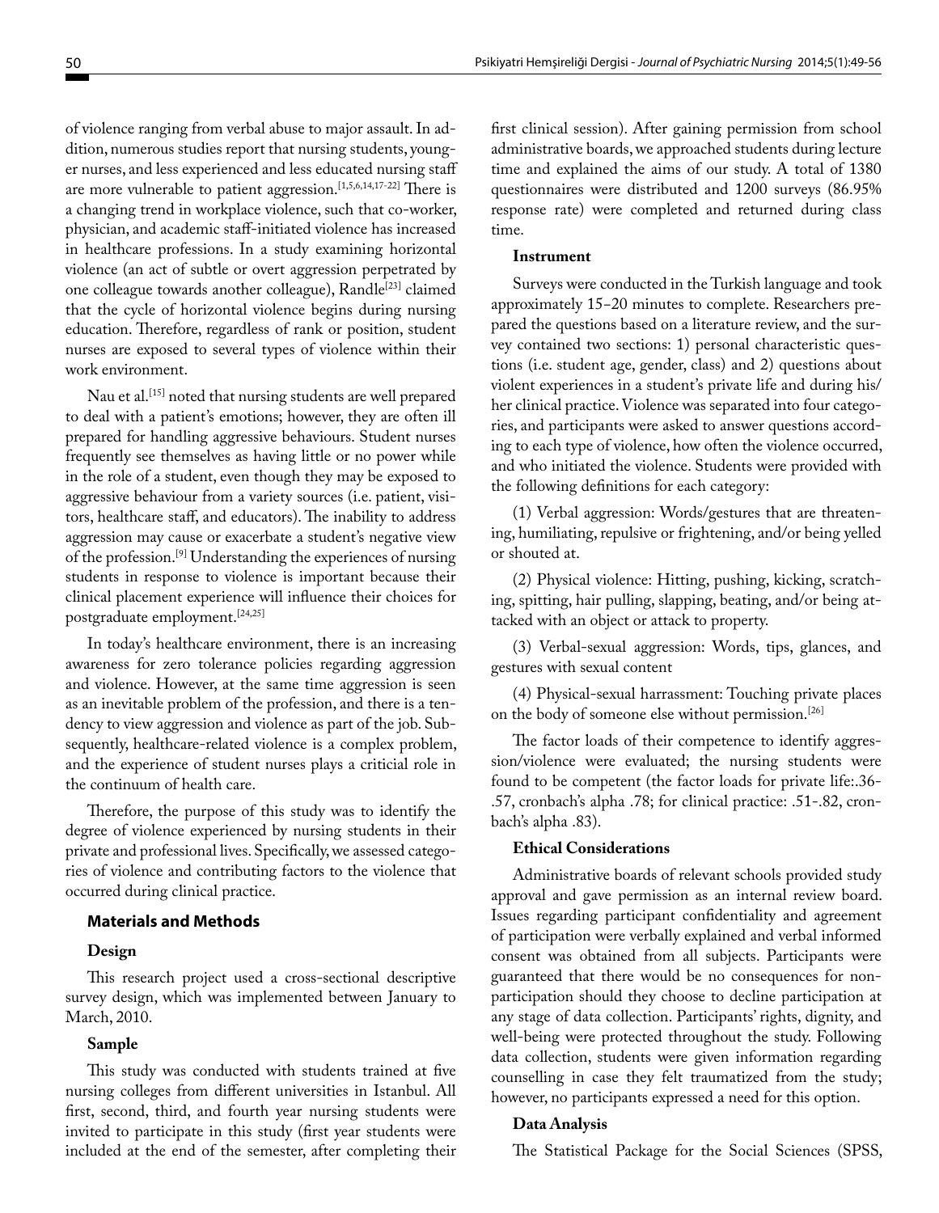of violence ranging from verbal abuse to major assault. In addition, numerous studies report that nursing students, younger nurses, and less experienced and less educated nursing staff are more vulnerable to patient aggression.[1,5,6,14,17-22] There is a changing trend in workplace violence, such that co-worker, physician, and academic staff-initiated violence has increased in healthcare professions. In a study examining horizontal violence (an act of subtle or overt aggression perpetrated by one colleague towards another colleague), Randle[23] claimed that the cycle of horizontal violence begins during nursing education. Therefore, regardless of rank or position, student nurses are exposed to several types of violence within their work environment.

Nau et al.[15] noted that nursing students are well prepared to deal with a patient's emotions; however, they are often ill prepared for handling aggressive behaviours. Student nurses frequently see themselves as having little or no power while in the role of a student, even though they may be exposed to aggressive behaviour from a variety sources (i.e. patient, visitors, healthcare staff, and educators). The inability to address aggression may cause or exacerbate a student's negative view of the profession.[9] Understanding the experiences of nursing students in response to violence is important because their clinical placement experience will influence their choices for postgraduate employment.[24,25]

In today's healthcare environment, there is an increasing awareness for zero tolerance policies regarding aggression and violence. However, at the same time aggression is seen as an inevitable problem of the profession, and there is a tendency to view aggression and violence as part of the job. Subsequently, healthcare-related violence is a complex problem, and the experience of student nurses plays a criticial role in the continuum of health care.

Therefore, the purpose of this study was to identify the degree of violence experienced by nursing students in their private and professional lives. Specifically, we assessed categories of violence and contributing factors to the violence that occurred during clinical practice.

## Materials and Methods

### Design

This research project used a cross-sectional descriptive survey design, which was implemented between January to March, 2010.

### Sample

This study was conducted with students trained at five nursing colleges from different universities in Istanbul. All first, second, third, and fourth year nursing students were invited to participate in this study (first year students were included at the end of the semester, after completing their first clinical session). After gaining permission from school administrative boards, we approached students during lecture time and explained the aims of our study. A total of 1380 questionnaires were distributed and 1200 surveys (86.95% response rate) were completed and returned during class time.

### Instrument

Surveys were conducted in the Turkish language and took approximately 15–20 minutes to complete. Researchers prepared the questions based on a literature review, and the survey contained two sections: 1) personal characteristic questions (i.e. student age, gender, class) and 2) questions about violent experiences in a student's private life and during his/her clinical practice. Violence was separated into four categories, and participants were asked to answer questions according to each type of violence, how often the violence occurred, and who initiated the violence. Students were provided with the following definitions for each category:

(1) Verbal aggression: Words/gestures that are threatening, humiliating, repulsive or frightening, and/or being yelled or shouted at.

(2) Physical violence: Hitting, pushing, kicking, scratching, spitting, hair pulling, slapping, beating, and/or being attacked with an object or attack to property.

(3) Verbal-sexual aggression: Words, tips, glances, and gestures with sexual content

(4) Physical-sexual harrassment: Touching private places on the body of someone else without permission.[26]

The factor loads of their competence to identify aggression/violence were evaluated; the nursing students were found to be competent (the factor loads for private life:.36-.57, cronbach's alpha .78; for clinical practice: .51-.82, cronbach's alpha .83).

### Ethical Considerations

Administrative boards of relevant schools provided study approval and gave permission as an internal review board. Issues regarding participant confidentiality and agreement of participation were verbally explained and verbal informed consent was obtained from all subjects. Participants were guaranteed that there would be no consequences for nonparticipation should they choose to decline participation at any stage of data collection. Participants' rights, dignity, and well-being were protected throughout the study. Following data collection, students were given information regarding counselling in case they felt traumatized from the study; however, no participants expressed a need for this option.

### Data Analysis

The Statistical Package for the Social Sciences (SPSS,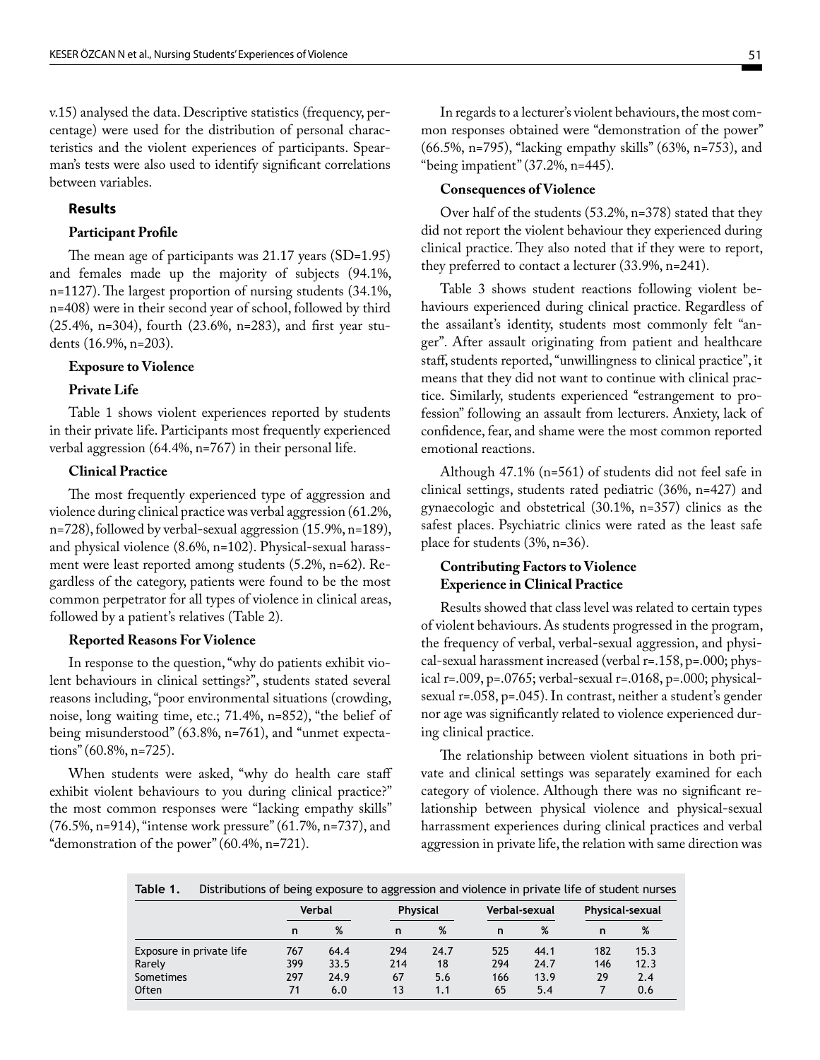v.15) analysed the data. Descriptive statistics (frequency, percentage) were used for the distribution of personal characteristics and the violent experiences of participants. Spearman's tests were also used to identify significant correlations between variables.

## Results

### Participant Profile

The mean age of participants was 21.17 years (SD=1.95) and females made up the majority of subjects (94.1%, n=1127). The largest proportion of nursing students (34.1%, n=408) were in their second year of school, followed by third (25.4%, n=304), fourth (23.6%, n=283), and first year students (16.9%, n=203).

### Exposure to Violence

#### Private Life

Table 1 shows violent experiences reported by students in their private life. Participants most frequently experienced verbal aggression (64.4%, n=767) in their personal life.

#### Clinical Practice

The most frequently experienced type of aggression and violence during clinical practice was verbal aggression (61.2%, n=728), followed by verbal-sexual aggression (15.9%, n=189), and physical violence (8.6%, n=102). Physical-sexual harassment were least reported among students (5.2%, n=62). Regardless of the category, patients were found to be the most common perpetrator for all types of violence in clinical areas, followed by a patient's relatives (Table 2).

### Reported Reasons For Violence

In response to the question, "why do patients exhibit violent behaviours in clinical settings?", students stated several reasons including, "poor environmental situations (crowding, noise, long waiting time, etc.; 71.4%, n=852), "the belief of being misunderstood" (63.8%, n=761), and "unmet expectations" (60.8%, n=725).

When students were asked, "why do health care staff exhibit violent behaviours to you during clinical practice?" the most common responses were "lacking empathy skills" (76.5%, n=914), "intense work pressure" (61.7%, n=737), and "demonstration of the power" (60.4%, n=721).

In regards to a lecturer's violent behaviours, the most common responses obtained were "demonstration of the power" (66.5%, n=795), "lacking empathy skills" (63%, n=753), and "being impatient" (37.2%, n=445).

### Consequences of Violence

Over half of the students (53.2%, n=378) stated that they did not report the violent behaviour they experienced during clinical practice. They also noted that if they were to report, they preferred to contact a lecturer (33.9%, n=241).

Table 3 shows student reactions following violent behaviours experienced during clinical practice. Regardless of the assailant's identity, students most commonly felt "anger". After assault originating from patient and healthcare staff, students reported, "unwillingness to clinical practice", it means that they did not want to continue with clinical practice. Similarly, students experienced "estrangement to profession" following an assault from lecturers. Anxiety, lack of confidence, fear, and shame were the most common reported emotional reactions.

Although 47.1% (n=561) of students did not feel safe in clinical settings, students rated pediatric (36%, n=427) and gynaecologic and obstetrical (30.1%, n=357) clinics as the safest places. Psychiatric clinics were rated as the least safe place for students (3%, n=36).

### Contributing Factors to Violence Experience in Clinical Practice

Results showed that class level was related to certain types of violent behaviours. As students progressed in the program, the frequency of verbal, verbal-sexual aggression, and physical-sexual harassment increased (verbal r=.158, p=.000; physical r=.009, p=.0765; verbal-sexual r=.0168, p=.000; physical-sexual r=.058, p=.045). In contrast, neither a student's gender nor age was significantly related to violence experienced during clinical practice.

The relationship between violent situations in both private and clinical settings was separately examined for each category of violence. Although there was no significant relationship between physical violence and physical-sexual harrassment experiences during clinical practices and verbal aggression in private life, the relation with same direction was

**Table 1.** Distributions of being exposure to aggression and violence in private life of student nurses

| | Verbal | | Physical | | Verbal-sexual | | Physical-sexual | |
|---|---|---|---|---|---|---|---|---|
| | n | % | n | % | n | % | n | % |
| Exposure in private life | 767 | 64.4 | 294 | 24.7 | 525 | 44.1 | 182 | 15.3 |
| Rarely | 399 | 33.5 | 214 | 18 | 294 | 24.7 | 146 | 12.3 |
| Sometimes | 297 | 24.9 | 67 | 5.6 | 166 | 13.9 | 29 | 2.4 |
| Often | 71 | 6.0 | 13 | 1.1 | 65 | 5.4 | 7 | 0.6 |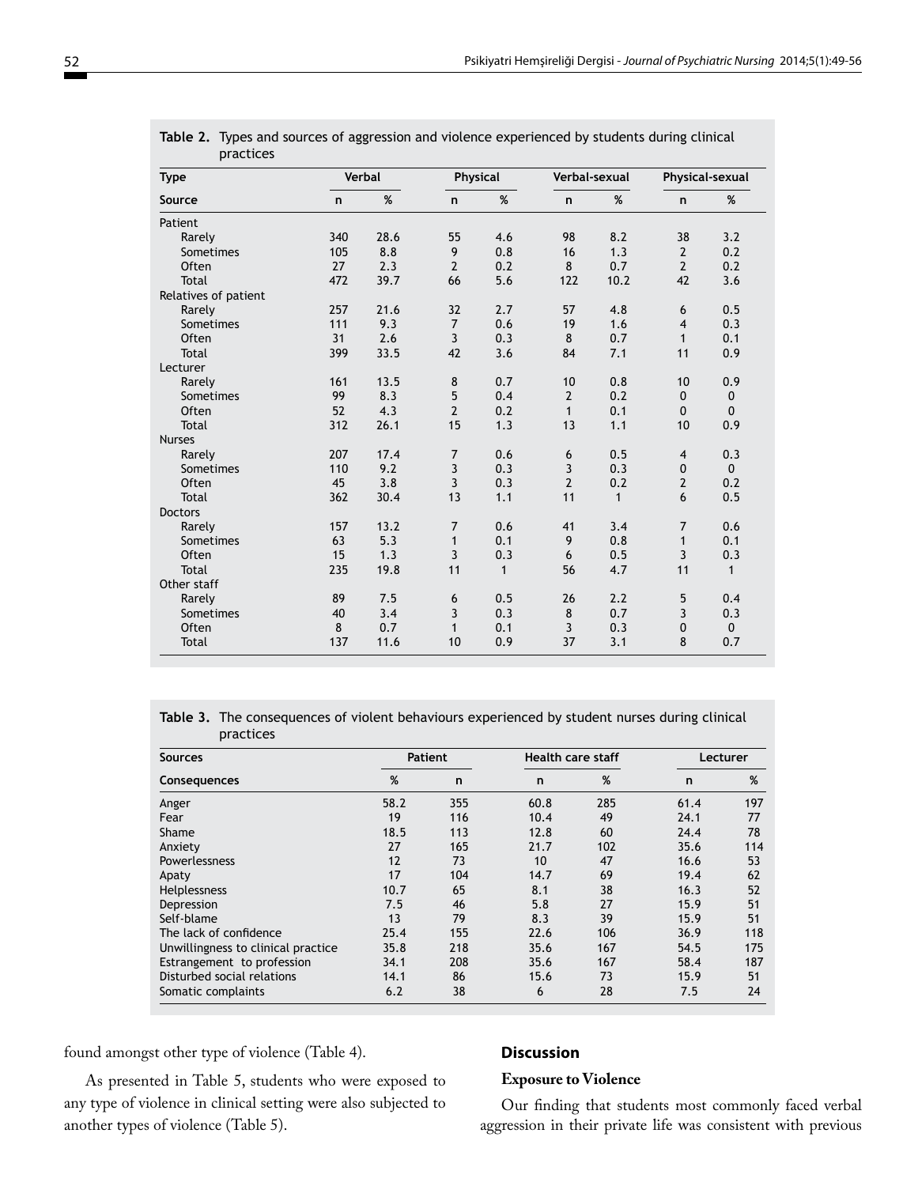**Table 2.** Types and sources of aggression and violence experienced by students during clinical practices

| Type | Verbal | | Physical | | Verbal-sexual | | Physical-sexual | |
|---|---|---|---|---|---|---|---|---|
| Source | n | % | n | % | n | % | n | % |
| Patient | | | | | | | | |
| Rarely | 340 | 28.6 | 55 | 4.6 | 98 | 8.2 | 38 | 3.2 |
| Sometimes | 105 | 8.8 | 9 | 0.8 | 16 | 1.3 | 2 | 0.2 |
| Often | 27 | 2.3 | 2 | 0.2 | 8 | 0.7 | 2 | 0.2 |
| Total | 472 | 39.7 | 66 | 5.6 | 122 | 10.2 | 42 | 3.6 |
| Relatives of patient | | | | | | | | |
| Rarely | 257 | 21.6 | 32 | 2.7 | 57 | 4.8 | 6 | 0.5 |
| Sometimes | 111 | 9.3 | 7 | 0.6 | 19 | 1.6 | 4 | 0.3 |
| Often | 31 | 2.6 | 3 | 0.3 | 8 | 0.7 | 1 | 0.1 |
| Total | 399 | 33.5 | 42 | 3.6 | 84 | 7.1 | 11 | 0.9 |
| Lecturer | | | | | | | | |
| Rarely | 161 | 13.5 | 8 | 0.7 | 10 | 0.8 | 10 | 0.9 |
| Sometimes | 99 | 8.3 | 5 | 0.4 | 2 | 0.2 | 0 | 0 |
| Often | 52 | 4.3 | 2 | 0.2 | 1 | 0.1 | 0 | 0 |
| Total | 312 | 26.1 | 15 | 1.3 | 13 | 1.1 | 10 | 0.9 |
| Nurses | | | | | | | | |
| Rarely | 207 | 17.4 | 7 | 0.6 | 6 | 0.5 | 4 | 0.3 |
| Sometimes | 110 | 9.2 | 3 | 0.3 | 3 | 0.3 | 0 | 0 |
| Often | 45 | 3.8 | 3 | 0.3 | 2 | 0.2 | 2 | 0.2 |
| Total | 362 | 30.4 | 13 | 1.1 | 11 | 1 | 6 | 0.5 |
| Doctors | | | | | | | | |
| Rarely | 157 | 13.2 | 7 | 0.6 | 41 | 3.4 | 7 | 0.6 |
| Sometimes | 63 | 5.3 | 1 | 0.1 | 9 | 0.8 | 1 | 0.1 |
| Often | 15 | 1.3 | 3 | 0.3 | 6 | 0.5 | 3 | 0.3 |
| Total | 235 | 19.8 | 11 | 1 | 56 | 4.7 | 11 | 1 |
| Other staff | | | | | | | | |
| Rarely | 89 | 7.5 | 6 | 0.5 | 26 | 2.2 | 5 | 0.4 |
| Sometimes | 40 | 3.4 | 3 | 0.3 | 8 | 0.7 | 3 | 0.3 |
| Often | 8 | 0.7 | 1 | 0.1 | 3 | 0.3 | 0 | 0 |
| Total | 137 | 11.6 | 10 | 0.9 | 37 | 3.1 | 8 | 0.7 |

**Table 3.** The consequences of violent behaviours experienced by student nurses during clinical practices

| Sources | Patient | | Health care staff | | Lecturer | |
|---|---|---|---|---|---|---|
| Consequences | % | n | n | % | n | % |
| Anger | 58.2 | 355 | 60.8 | 285 | 61.4 | 197 |
| Fear | 19 | 116 | 10.4 | 49 | 24.1 | 77 |
| Shame | 18.5 | 113 | 12.8 | 60 | 24.4 | 78 |
| Anxiety | 27 | 165 | 21.7 | 102 | 35.6 | 114 |
| Powerlessness | 12 | 73 | 10 | 47 | 16.6 | 53 |
| Apaty | 17 | 104 | 14.7 | 69 | 19.4 | 62 |
| Helplessness | 10.7 | 65 | 8.1 | 38 | 16.3 | 52 |
| Depression | 7.5 | 46 | 5.8 | 27 | 15.9 | 51 |
| Self-blame | 13 | 79 | 8.3 | 39 | 15.9 | 51 |
| The lack of confidence | 25.4 | 155 | 22.6 | 106 | 36.9 | 118 |
| Unwillingness to clinical practice | 35.8 | 218 | 35.6 | 167 | 54.5 | 175 |
| Estrangement to profession | 34.1 | 208 | 35.6 | 167 | 58.4 | 187 |
| Disturbed social relations | 14.1 | 86 | 15.6 | 73 | 15.9 | 51 |
| Somatic complaints | 6.2 | 38 | 6 | 28 | 7.5 | 24 |

found amongst other type of violence (Table 4).

As presented in Table 5, students who were exposed to any type of violence in clinical setting were also subjected to another types of violence (Table 5).

## Discussion

### Exposure to Violence

Our finding that students most commonly faced verbal aggression in their private life was consistent with previous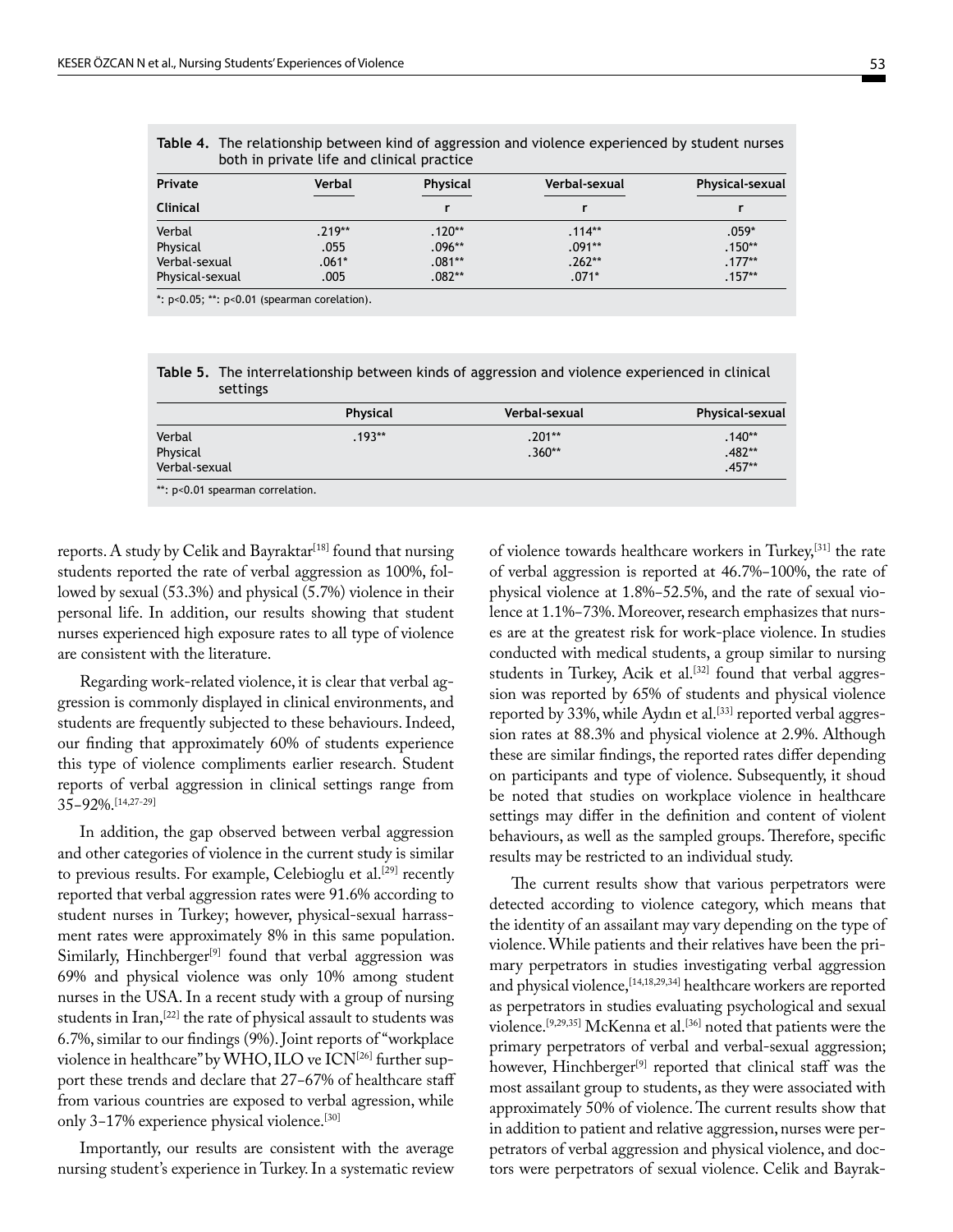**Table 4.** The relationship between kind of aggression and violence experienced by student nurses both in private life and clinical practice

| Private | Verbal | Physical | Verbal-sexual | Physical-sexual |
|---|---|---|---|---|
| **Clinical** | | r | r | r |
| Verbal | .219** | .120** | .114** | .059* |
| Physical | .055 | .096** | .091** | .150** |
| Verbal-sexual | .061* | .081** | .262** | .177** |
| Physical-sexual | .005 | .082** | .071* | .157** |

*: p<0.05; **: p<0.01 (spearman corelation).

**Table 5.** The interrelationship between kinds of aggression and violence experienced in clinical settings

| | Physical | Verbal-sexual | Physical-sexual |
|---|---|---|---|
| Verbal | .193** | .201** | .140** |
| Physical | | .360** | .482** |
| Verbal-sexual | | | .457** |

**: p<0.01 spearman correlation.

reports. A study by Celik and Bayraktar[18] found that nursing students reported the rate of verbal aggression as 100%, followed by sexual (53.3%) and physical (5.7%) violence in their personal life. In addition, our results showing that student nurses experienced high exposure rates to all type of violence are consistent with the literature.

Regarding work-related violence, it is clear that verbal aggression is commonly displayed in clinical environments, and students are frequently subjected to these behaviours. Indeed, our finding that approximately 60% of students experience this type of violence compliments earlier research. Student reports of verbal aggression in clinical settings range from 35–92%.[14,27–29]

In addition, the gap observed between verbal aggression and other categories of violence in the current study is similar to previous results. For example, Celebioglu et al.[29] recently reported that verbal aggression rates were 91.6% according to student nurses in Turkey; however, physical-sexual harrassment rates were approximately 8% in this same population. Similarly, Hinchberger[9] found that verbal aggression was 69% and physical violence was only 10% among student nurses in the USA. In a recent study with a group of nursing students in Iran,[22] the rate of physical assault to students was 6.7%, similar to our findings (9%). Joint reports of "workplace violence in healthcare" by WHO, ILO ve ICN[26] further support these trends and declare that 27–67% of healthcare staff from various countries are exposed to verbal agression, while only 3–17% experience physical violence.[30]

Importantly, our results are consistent with the average nursing student's experience in Turkey. In a systematic review of violence towards healthcare workers in Turkey,[31] the rate of verbal aggression is reported at 46.7%–100%, the rate of physical violence at 1.8%–52.5%, and the rate of sexual violence at 1.1%–73%. Moreover, research emphasizes that nurses are at the greatest risk for work-place violence. In studies conducted with medical students, a group similar to nursing students in Turkey, Acik et al.[32] found that verbal aggression was reported by 65% of students and physical violence reported by 33%, while Aydın et al.[33] reported verbal aggression rates at 88.3% and physical violence at 2.9%. Although these are similar findings, the reported rates differ depending on participants and type of violence. Subsequently, it shoud be noted that studies on workplace violence in healthcare settings may differ in the definition and content of violent behaviours, as well as the sampled groups. Therefore, specific results may be restricted to an individual study.

The current results show that various perpetrators were detected according to violence category, which means that the identity of an assailant may vary depending on the type of violence. While patients and their relatives have been the primary perpetrators in studies investigating verbal aggression and physical violence,[14,18,29,34] healthcare workers are reported as perpetrators in studies evaluating psychological and sexual violence.[9,29,35] McKenna et al.[36] noted that patients were the primary perpetrators of verbal and verbal-sexual aggression; however, Hinchberger[9] reported that clinical staff was the most assailant group to students, as they were associated with approximately 50% of violence. The current results show that in addition to patient and relative aggression, nurses were perpetrators of verbal aggression and physical violence, and doctors were perpetrators of sexual violence. Celik and Bayrak-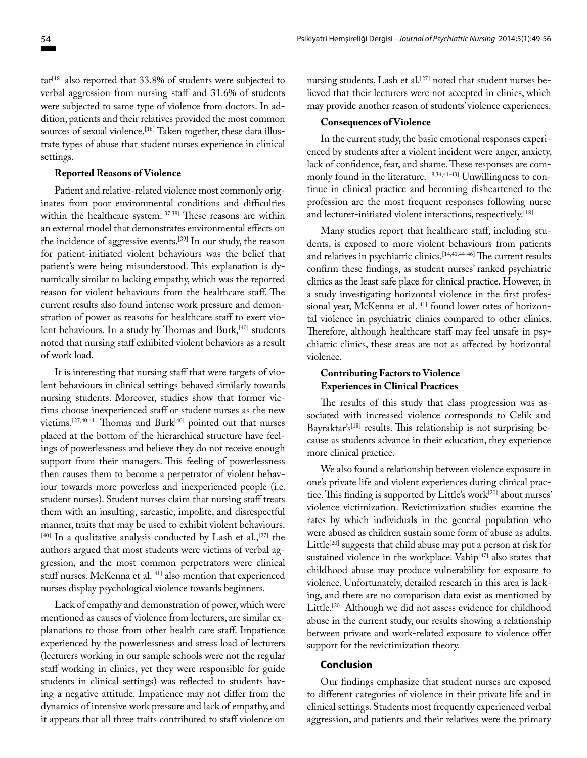tar[18] also reported that 33.8% of students were subjected to verbal aggression from nursing staff and 31.6% of students were subjected to same type of violence from doctors. In addition, patients and their relatives provided the most common sources of sexual violence.[18] Taken together, these data illustrate types of abuse that student nurses experience in clinical settings.

**Reported Reasons of Violence**

Patient and relative-related violence most commonly originates from poor environmental conditions and difficulties within the healthcare system.[37,38] These reasons are within an external model that demonstrates environmental effects on the incidence of aggressive events.[39] In our study, the reason for patient-initiated violent behaviours was the belief that patient's were being misunderstood. This explanation is dynamically similar to lacking empathy, which was the reported reason for violent behaviours from the healthcare staff. The current results also found intense work pressure and demonstration of power as reasons for healthcare staff to exert violent behaviours. In a study by Thomas and Burk,[40] students noted that nursing staff exhibited violent behaviors as a result of work load.

It is interesting that nursing staff that were targets of violent behaviours in clinical settings behaved similarly towards nursing students. Moreover, studies show that former victims choose inexperienced staff or student nurses as the new victims.[27,40,41] Thomas and Burk[40] pointed out that nurses placed at the bottom of the hierarchical structure have feelings of powerlessness and believe they do not receive enough support from their managers. This feeling of powerlessness then causes them to become a perpetrator of violent behaviour towards more powerless and inexperienced people (i.e. student nurses). Student nurses claim that nursing staff treats them with an insulting, sarcastic, impolite, and disrespectful manner, traits that may be used to exhibit violent behaviours.[40] In a qualitative analysis conducted by Lash et al.,[27] the authors argued that most students were victims of verbal aggression, and the most common perpetrators were clinical staff nurses. McKenna et al.[41] also mention that experienced nurses display psychological violence towards beginners.

Lack of empathy and demonstration of power, which were mentioned as causes of violence from lecturers, are similar explanations to those from other health care staff. Impatience experienced by the powerlessness and stress load of lecturers (lecturers working in our sample schools were not the regular staff working in clinics, yet they were responsible for guide students in clinical settings) was reflected to students having a negative attitude. Impatience may not differ from the dynamics of intensive work pressure and lack of empathy, and it appears that all three traits contributed to staff violence on nursing students. Lash et al.[27] noted that student nurses believed that their lecturers were not accepted in clinics, which may provide another reason of students' violence experiences.

**Consequences of Violence**

In the current study, the basic emotional responses experienced by students after a violent incident were anger, anxiety, lack of confidence, fear, and shame. These responses are commonly found in the literature.[18,34,41-43] Unwillingness to continue in clinical practice and becoming disheartened to the profession are the most frequent responses following nurse and lecturer-initiated violent interactions, respectively.[18]

Many studies report that healthcare staff, including students, is exposed to more violent behaviours from patients and relatives in psychiatric clinics.[14,41,44-46] The current results confirm these findings, as student nurses' ranked psychiatric clinics as the least safe place for clinical practice. However, in a study investigating horizontal violence in the first professional year, McKenna et al.[41] found lower rates of horizontal violence in psychiatric clinics compared to other clinics. Therefore, although healthcare staff may feel unsafe in psychiatric clinics, these areas are not as affected by horizontal violence.

**Contributing Factors to Violence Experiences in Clinical Practices**

The results of this study that class progression was associated with increased violence corresponds to Celik and Bayraktar's[18] results. This relationship is not surprising because as students advance in their education, they experience more clinical practice.

We also found a relationship between violence exposure in one's private life and violent experiences during clinical practice. This finding is supported by Little's work[20] about nurses' violence victimization. Revictimization studies examine the rates by which individuals in the general population who were abused as children sustain some form of abuse as adults. Little[20] suggests that child abuse may put a person at risk for sustained violence in the workplace. Vahip[47] also states that childhood abuse may produce vulnerability for exposure to violence. Unfortunately, detailed research in this area is lacking, and there are no comparison data exist as mentioned by Little.[20] Although we did not assess evidence for childhood abuse in the current study, our results showing a relationship between private and work-related exposure to violence offer support for the revictimization theory.

## Conclusion

Our findings emphasize that student nurses are exposed to different categories of violence in their private life and in clinical settings. Students most frequently experienced verbal aggression, and patients and their relatives were the primary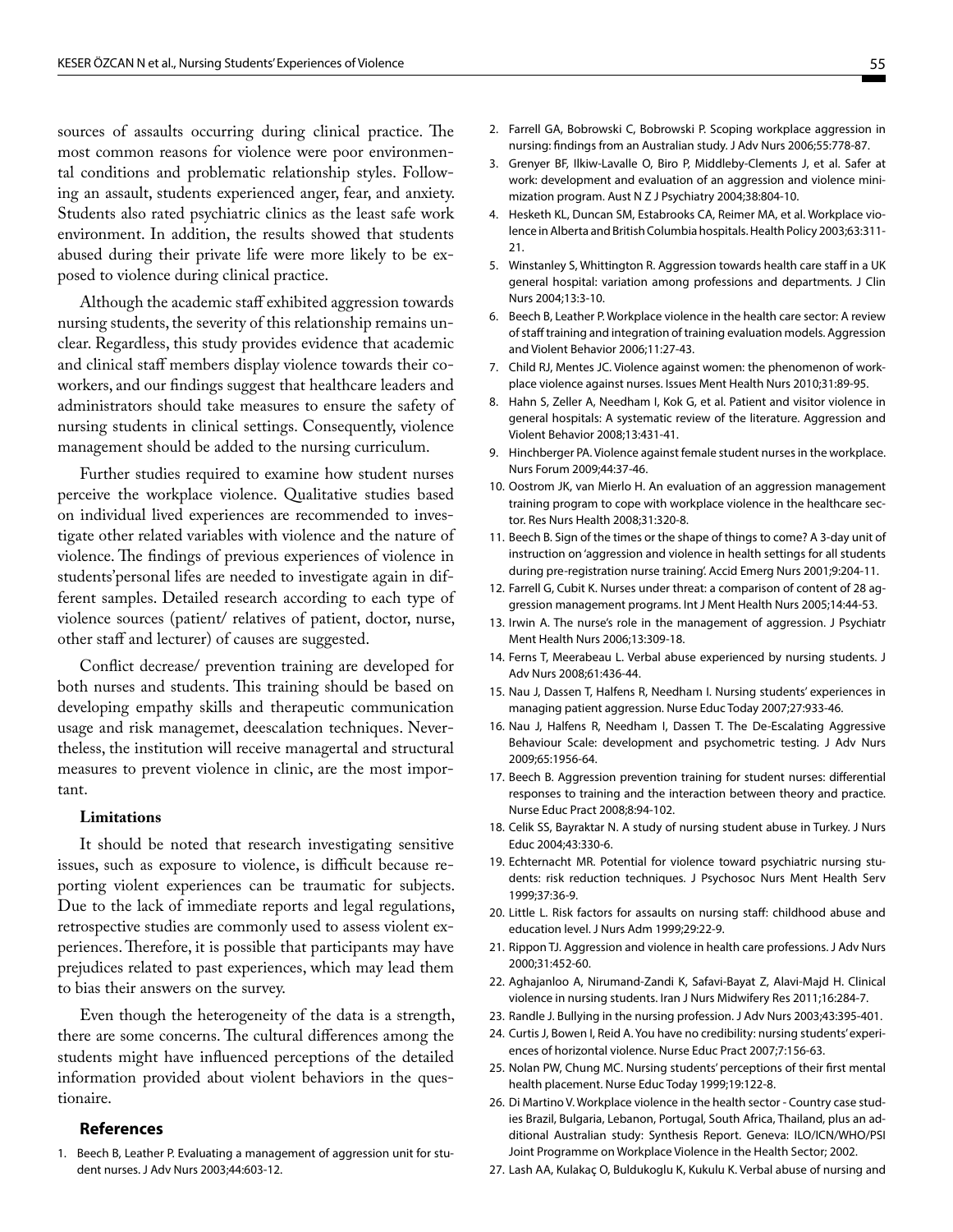sources of assaults occurring during clinical practice. The most common reasons for violence were poor environmental conditions and problematic relationship styles. Following an assault, students experienced anger, fear, and anxiety. Students also rated psychiatric clinics as the least safe work environment. In addition, the results showed that students abused during their private life were more likely to be exposed to violence during clinical practice.

Although the academic staff exhibited aggression towards nursing students, the severity of this relationship remains unclear. Regardless, this study provides evidence that academic and clinical staff members display violence towards their coworkers, and our findings suggest that healthcare leaders and administrators should take measures to ensure the safety of nursing students in clinical settings. Consequently, violence management should be added to the nursing curriculum.

Further studies required to examine how student nurses perceive the workplace violence. Qualitative studies based on individual lived experiences are recommended to investigate other related variables with violence and the nature of violence. The findings of previous experiences of violence in students'personal lifes are needed to investigate again in different samples. Detailed research according to each type of violence sources (patient/ relatives of patient, doctor, nurse, other staff and lecturer) of causes are suggested.

Conflict decrease/ prevention training are developed for both nurses and students. This training should be based on developing empathy skills and therapeutic communication usage and risk managemet, deescalation techniques. Nevertheless, the institution will receive managertal and structural measures to prevent violence in clinic, are the most important.

### Limitations

It should be noted that research investigating sensitive issues, such as exposure to violence, is difficult because reporting violent experiences can be traumatic for subjects. Due to the lack of immediate reports and legal regulations, retrospective studies are commonly used to assess violent experiences. Therefore, it is possible that participants may have prejudices related to past experiences, which may lead them to bias their answers on the survey.

Even though the heterogeneity of the data is a strength, there are some concerns. The cultural differences among the students might have influenced perceptions of the detailed information provided about violent behaviors in the questionaire.

## References

1. Beech B, Leather P. Evaluating a management of aggression unit for student nurses. J Adv Nurs 2003;44:603-12.
2. Farrell GA, Bobrowski C, Bobrowski P. Scoping workplace aggression in nursing: findings from an Australian study. J Adv Nurs 2006;55:778-87.
3. Grenyer BF, Ilkiw-Lavalle O, Biro P, Middleby-Clements J, et al. Safer at work: development and evaluation of an aggression and violence minimization program. Aust N Z J Psychiatry 2004;38:804-10.
4. Hesketh KL, Duncan SM, Estabrooks CA, Reimer MA, et al. Workplace violence in Alberta and British Columbia hospitals. Health Policy 2003;63:311-21.
5. Winstanley S, Whittington R. Aggression towards health care staff in a UK general hospital: variation among professions and departments. J Clin Nurs 2004;13:3-10.
6. Beech B, Leather P. Workplace violence in the health care sector: A review of staff training and integration of training evaluation models. Aggression and Violent Behavior 2006;11:27-43.
7. Child RJ, Mentes JC. Violence against women: the phenomenon of workplace violence against nurses. Issues Ment Health Nurs 2010;31:89-95.
8. Hahn S, Zeller A, Needham I, Kok G, et al. Patient and visitor violence in general hospitals: A systematic review of the literature. Aggression and Violent Behavior 2008;13:431-41.
9. Hinchberger PA. Violence against female student nurses in the workplace. Nurs Forum 2009;44:37-46.
10. Oostrom JK, van Mierlo H. An evaluation of an aggression management training program to cope with workplace violence in the healthcare sector. Res Nurs Health 2008;31:320-8.
11. Beech B. Sign of the times or the shape of things to come? A 3-day unit of instruction on 'aggression and violence in health settings for all students during pre-registration nurse training'. Accid Emerg Nurs 2001;9:204-11.
12. Farrell G, Cubit K. Nurses under threat: a comparison of content of 28 aggression management programs. Int J Ment Health Nurs 2005;14:44-53.
13. Irwin A. The nurse's role in the management of aggression. J Psychiatr Ment Health Nurs 2006;13:309-18.
14. Ferns T, Meerabeau L. Verbal abuse experienced by nursing students. J Adv Nurs 2008;61:436-44.
15. Nau J, Dassen T, Halfens R, Needham I. Nursing students' experiences in managing patient aggression. Nurse Educ Today 2007;27:933-46.
16. Nau J, Halfens R, Needham I, Dassen T. The De-Escalating Aggressive Behaviour Scale: development and psychometric testing. J Adv Nurs 2009;65:1956-64.
17. Beech B. Aggression prevention training for student nurses: differential responses to training and the interaction between theory and practice. Nurse Educ Pract 2008;8:94-102.
18. Celik SS, Bayraktar N. A study of nursing student abuse in Turkey. J Nurs Educ 2004;43:330-6.
19. Echternacht MR. Potential for violence toward psychiatric nursing students: risk reduction techniques. J Psychosoc Nurs Ment Health Serv 1999;37:36-9.
20. Little L. Risk factors for assaults on nursing staff: childhood abuse and education level. J Nurs Adm 1999;29:22-9.
21. Rippon TJ. Aggression and violence in health care professions. J Adv Nurs 2000;31:452-60.
22. Aghajanloo A, Nirumand-Zandi K, Safavi-Bayat Z, Alavi-Majd H. Clinical violence in nursing students. Iran J Nurs Midwifery Res 2011;16:284-7.
23. Randle J. Bullying in the nursing profession. J Adv Nurs 2003;43:395-401.
24. Curtis J, Bowen I, Reid A. You have no credibility: nursing students' experiences of horizontal violence. Nurse Educ Pract 2007;7:156-63.
25. Nolan PW, Chung MC. Nursing students' perceptions of their first mental health placement. Nurse Educ Today 1999;19:122-8.
26. Di Martino V. Workplace violence in the health sector - Country case studies Brazil, Bulgaria, Lebanon, Portugal, South Africa, Thailand, plus an additional Australian study: Synthesis Report. Geneva: ILO/ICN/WHO/PSI Joint Programme on Workplace Violence in the Health Sector; 2002.
27. Lash AA, Kulakaç O, Buldukoglu K, Kukulu K. Verbal abuse of nursing and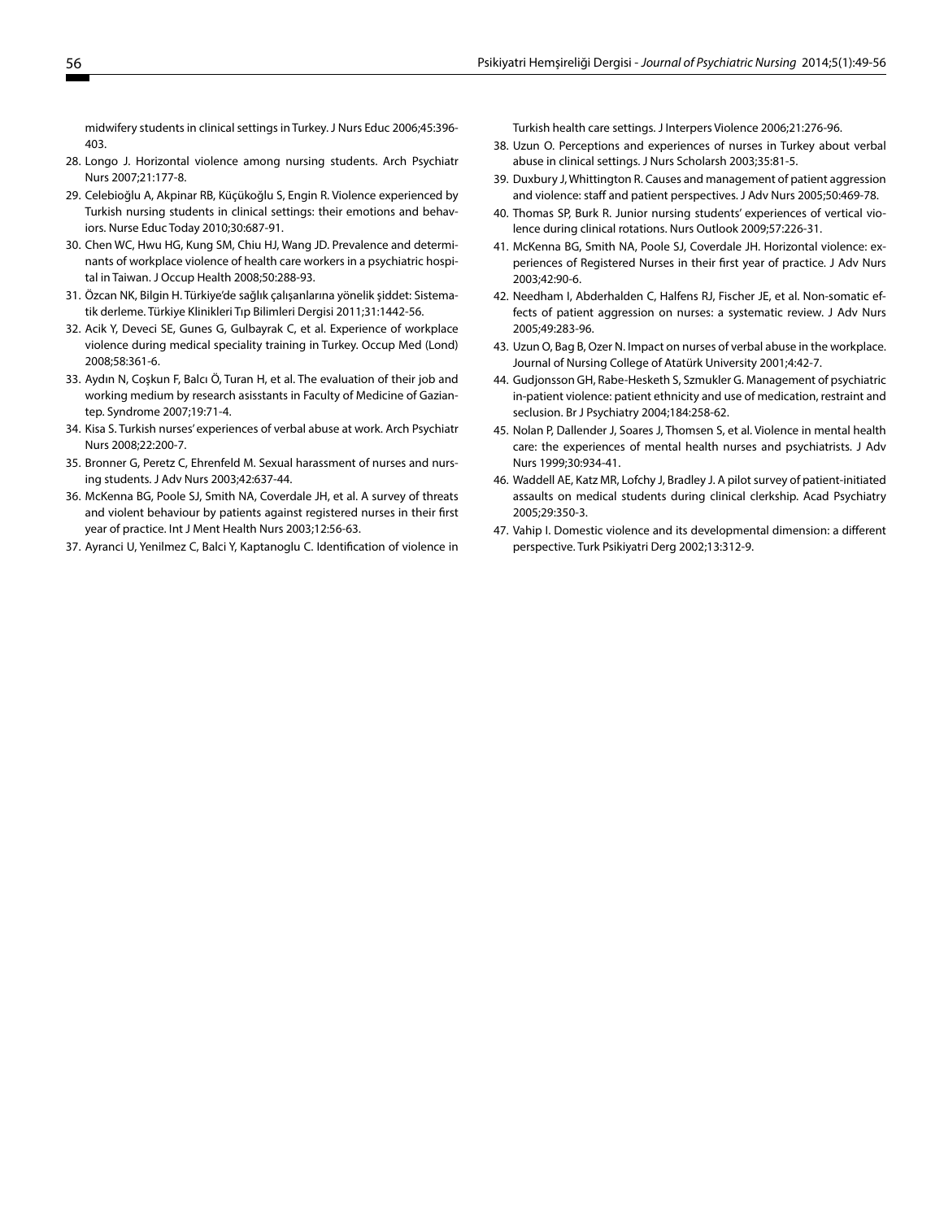midwifery students in clinical settings in Turkey. J Nurs Educ 2006;45:396-403.

28. Longo J. Horizontal violence among nursing students. Arch Psychiatr Nurs 2007;21:177-8.
29. Celebioğlu A, Akpinar RB, Küçükoğlu S, Engin R. Violence experienced by Turkish nursing students in clinical settings: their emotions and behaviors. Nurse Educ Today 2010;30:687-91.
30. Chen WC, Hwu HG, Kung SM, Chiu HJ, Wang JD. Prevalence and determinants of workplace violence of health care workers in a psychiatric hospital in Taiwan. J Occup Health 2008;50:288-93.
31. Özcan NK, Bilgin H. Türkiye'de sağlık çalışanlarına yönelik şiddet: Sistematik derleme. Türkiye Klinikleri Tıp Bilimleri Dergisi 2011;31:1442-56.
32. Acik Y, Deveci SE, Gunes G, Gulbayrak C, et al. Experience of workplace violence during medical speciality training in Turkey. Occup Med (Lond) 2008;58:361-6.
33. Aydın N, Coşkun F, Balcı Ö, Turan H, et al. The evaluation of their job and working medium by research asisstants in Faculty of Medicine of Gaziantep. Syndrome 2007;19:71-4.
34. Kisa S. Turkish nurses' experiences of verbal abuse at work. Arch Psychiatr Nurs 2008;22:200-7.
35. Bronner G, Peretz C, Ehrenfeld M. Sexual harassment of nurses and nursing students. J Adv Nurs 2003;42:637-44.
36. McKenna BG, Poole SJ, Smith NA, Coverdale JH, et al. A survey of threats and violent behaviour by patients against registered nurses in their first year of practice. Int J Ment Health Nurs 2003;12:56-63.
37. Ayranci U, Yenilmez C, Balci Y, Kaptanoglu C. Identification of violence in Turkish health care settings. J Interpers Violence 2006;21:276-96.
38. Uzun O. Perceptions and experiences of nurses in Turkey about verbal abuse in clinical settings. J Nurs Scholarsh 2003;35:81-5.
39. Duxbury J, Whittington R. Causes and management of patient aggression and violence: staff and patient perspectives. J Adv Nurs 2005;50:469-78.
40. Thomas SP, Burk R. Junior nursing students' experiences of vertical violence during clinical rotations. Nurs Outlook 2009;57:226-31.
41. McKenna BG, Smith NA, Poole SJ, Coverdale JH. Horizontal violence: experiences of Registered Nurses in their first year of practice. J Adv Nurs 2003;42:90-6.
42. Needham I, Abderhalden C, Halfens RJ, Fischer JE, et al. Non-somatic effects of patient aggression on nurses: a systematic review. J Adv Nurs 2005;49:283-96.
43. Uzun O, Bag B, Ozer N. Impact on nurses of verbal abuse in the workplace. Journal of Nursing College of Atatürk University 2001;4:42-7.
44. Gudjonsson GH, Rabe-Hesketh S, Szmukler G. Management of psychiatric in-patient violence: patient ethnicity and use of medication, restraint and seclusion. Br J Psychiatry 2004;184:258-62.
45. Nolan P, Dallender J, Soares J, Thomsen S, et al. Violence in mental health care: the experiences of mental health nurses and psychiatrists. J Adv Nurs 1999;30:934-41.
46. Waddell AE, Katz MR, Lofchy J, Bradley J. A pilot survey of patient-initiated assaults on medical students during clinical clerkship. Acad Psychiatry 2005;29:350-3.
47. Vahip I. Domestic violence and its developmental dimension: a different perspective. Turk Psikiyatri Derg 2002;13:312-9.